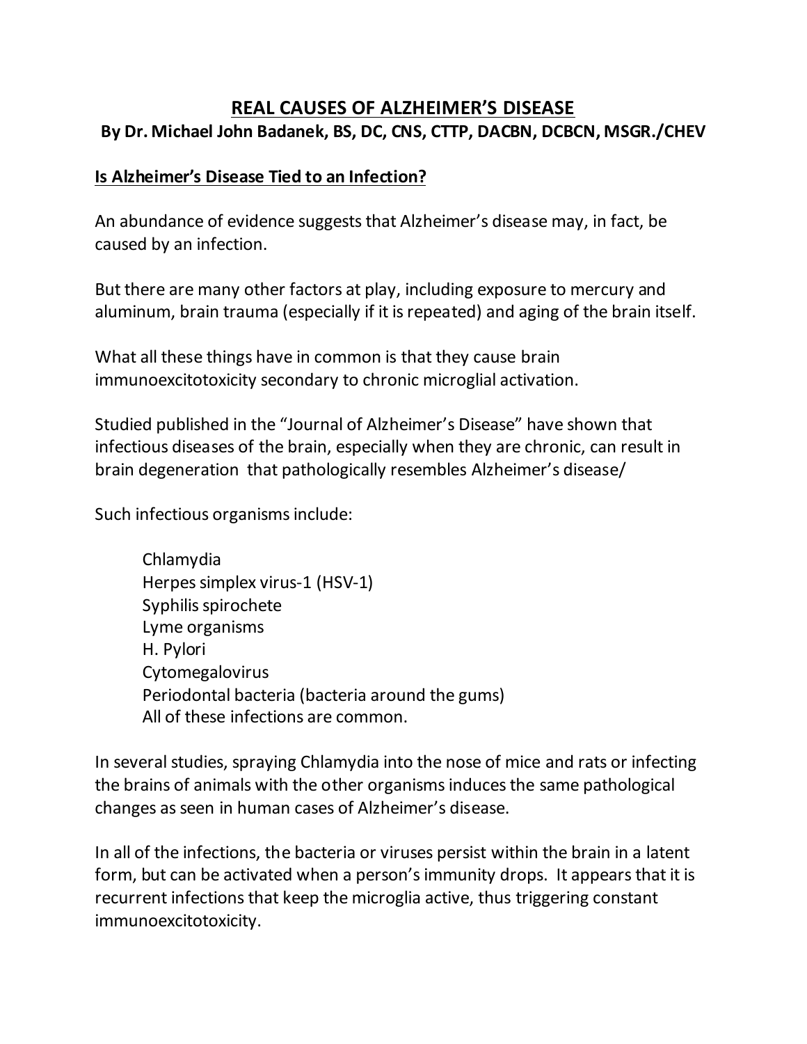# REAL CAUSES OF ALZHEIMER'S DISEASE

**By Dr. Michael John Badanek, BS, DC, CNS, CTTP, DACBN, DCBCN, MSGR./CHEV**

## Is Alzheimer's Disease Tied to an Infection?

An abundance of evidence suggests that Alzheimer's disease may, in fact, be caused by an infection.

But there are many other factors at play, including exposure to mercury and aluminum, brain trauma (especially if it is repeated) and aging of the brain itself.

What all these things have in common is that they cause brain immunoexcitotoxicity secondary to chronic microglial activation.

Studied published in the "Journal of Alzheimer's Disease" have shown that infectious diseases of the brain, especially when they are chronic, can result in brain degeneration that pathologically resembles Alzheimer's disease/

Such infectious organisms include:

- Chlamydia
- Herpes simplex virus-1 (HSV-1)
- Syphilis spirochete
- Lyme organisms
- H. Pylori
- Cytomegalovirus
- Periodontal bacteria (bacteria around the gums)

All of these infections are common.

In several studies, spraying Chlamydia into the nose of mice and rats or infecting the brains of animals with the other organisms induces the same pathological changes as seen in human cases of Alzheimer's disease.

In all of the infections, the bacteria or viruses persist within the brain in a latent form, but can be activated when a person's immunity drops. It appears that it is recurrent infections that keep the microglia active, thus triggering constant immunoexcitotoxicity.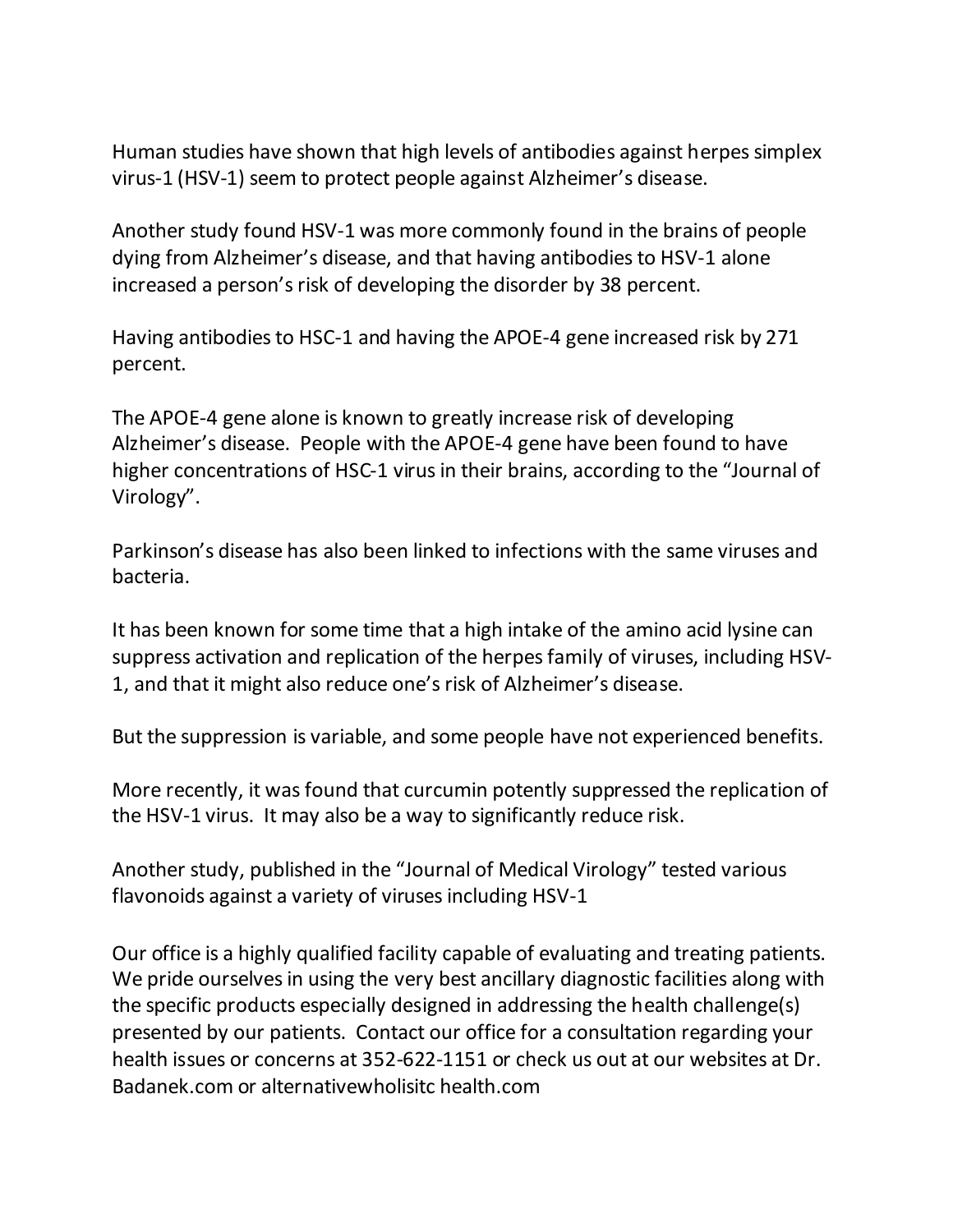Human studies have shown that high levels of antibodies against herpes simplex virus-1 (HSV-1) seem to protect people against Alzheimer's disease.

Another study found HSV-1 was more commonly found in the brains of people dying from Alzheimer's disease, and that having antibodies to HSV-1 alone increased a person's risk of developing the disorder by 38 percent.

Having antibodies to HSC-1 and having the APOE-4 gene increased risk by 271 percent.

The APOE-4 gene alone is known to greatly increase risk of developing Alzheimer's disease. People with the APOE-4 gene have been found to have higher concentrations of HSC-1 virus in their brains, according to the "Journal of Virology".

Parkinson's disease has also been linked to infections with the same viruses and bacteria.

It has been known for some time that a high intake of the amino acid lysine can suppress activation and replication of the herpes family of viruses, including HSV-1, and that it might also reduce one's risk of Alzheimer's disease.

But the suppression is variable, and some people have not experienced benefits.

More recently, it was found that curcumin potently suppressed the replication of the HSV-1 virus. It may also be a way to significantly reduce risk.

Another study, published in the "Journal of Medical Virology" tested various flavonoids against a variety of viruses including HSV-1

Our office is a highly qualified facility capable of evaluating and treating patients. We pride ourselves in using the very best ancillary diagnostic facilities along with the specific products especially designed in addressing the health challenge(s) presented by our patients. Contact our office for a consultation regarding your health issues or concerns at 352-622-1151 or check us out at our websites at Dr. Badanek.com or alternativewholisitc health.com